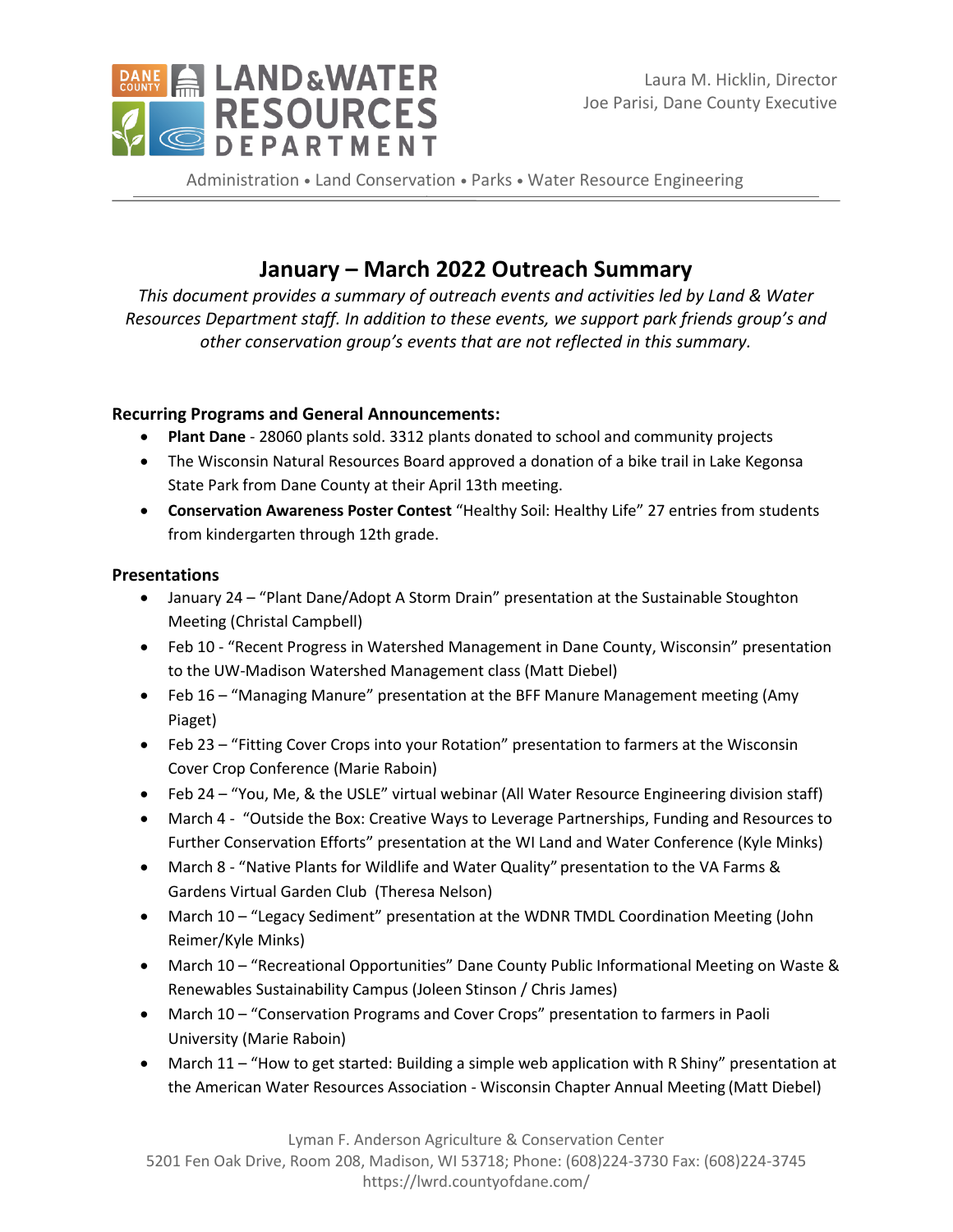Laura M. Hicklin, Director
Joe Parisi, Dane County Executive

Administration • Land Conservation • Parks • Water Resource Engineering

# January – March 2022 Outreach Summary

*This document provides a summary of outreach events and activities led by Land & Water Resources Department staff. In addition to these events, we support park friends group's and other conservation group's events that are not reflected in this summary.*

**Recurring Programs and General Announcements:**

- **Plant Dane** - 28060 plants sold. 3312 plants donated to school and community projects
- The Wisconsin Natural Resources Board approved a donation of a bike trail in Lake Kegonsa State Park from Dane County at their April 13th meeting.
- **Conservation Awareness Poster Contest** "Healthy Soil: Healthy Life" 27 entries from students from kindergarten through 12th grade.

**Presentations**

- January 24 – "Plant Dane/Adopt A Storm Drain" presentation at the Sustainable Stoughton Meeting (Christal Campbell)
- Feb 10 - "Recent Progress in Watershed Management in Dane County, Wisconsin" presentation to the UW-Madison Watershed Management class (Matt Diebel)
- Feb 16 – "Managing Manure" presentation at the BFF Manure Management meeting (Amy Piaget)
- Feb 23 – "Fitting Cover Crops into your Rotation" presentation to farmers at the Wisconsin Cover Crop Conference (Marie Raboin)
- Feb 24 – "You, Me, & the USLE" virtual webinar (All Water Resource Engineering division staff)
- March 4 - "Outside the Box: Creative Ways to Leverage Partnerships, Funding and Resources to Further Conservation Efforts" presentation at the WI Land and Water Conference (Kyle Minks)
- March 8 - "Native Plants for Wildlife and Water Quality" presentation to the VA Farms & Gardens Virtual Garden Club (Theresa Nelson)
- March 10 – "Legacy Sediment" presentation at the WDNR TMDL Coordination Meeting (John Reimer/Kyle Minks)
- March 10 – "Recreational Opportunities" Dane County Public Informational Meeting on Waste & Renewables Sustainability Campus (Joleen Stinson / Chris James)
- March 10 – "Conservation Programs and Cover Crops" presentation to farmers in Paoli University (Marie Raboin)
- March 11 – "How to get started: Building a simple web application with R Shiny" presentation at the American Water Resources Association - Wisconsin Chapter Annual Meeting (Matt Diebel)

Lyman F. Anderson Agriculture & Conservation Center
5201 Fen Oak Drive, Room 208, Madison, WI 53718; Phone: (608)224-3730 Fax: (608)224-3745
https://lwrd.countyofdane.com/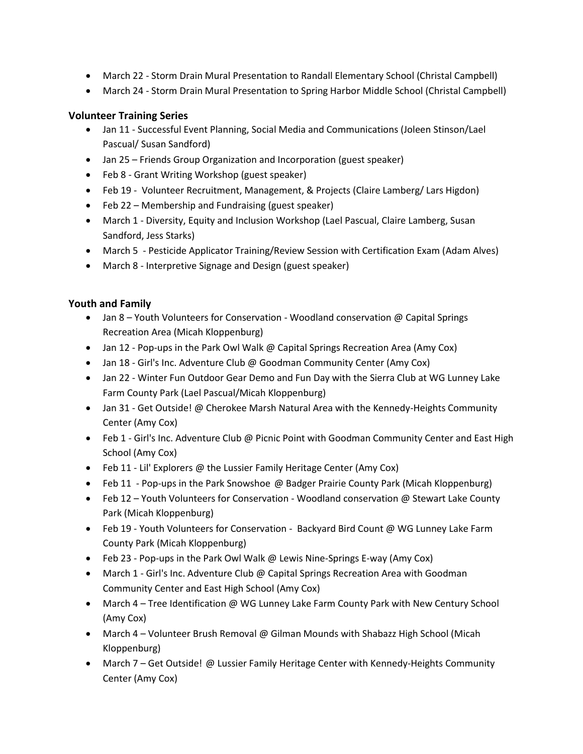- March 22 - Storm Drain Mural Presentation to Randall Elementary School (Christal Campbell)
- March 24 - Storm Drain Mural Presentation to Spring Harbor Middle School (Christal Campbell)

### Volunteer Training Series

- Jan 11 - Successful Event Planning, Social Media and Communications (Joleen Stinson/Lael Pascual/ Susan Sandford)
- Jan 25 – Friends Group Organization and Incorporation (guest speaker)
- Feb 8 - Grant Writing Workshop (guest speaker)
- Feb 19 - Volunteer Recruitment, Management, & Projects (Claire Lamberg/ Lars Higdon)
- Feb 22 – Membership and Fundraising (guest speaker)
- March 1 - Diversity, Equity and Inclusion Workshop (Lael Pascual, Claire Lamberg, Susan Sandford, Jess Starks)
- March 5 - Pesticide Applicator Training/Review Session with Certification Exam (Adam Alves)
- March 8 - Interpretive Signage and Design (guest speaker)

### Youth and Family

- Jan 8 – Youth Volunteers for Conservation - Woodland conservation @ Capital Springs Recreation Area (Micah Kloppenburg)
- Jan 12 - Pop-ups in the Park Owl Walk @ Capital Springs Recreation Area (Amy Cox)
- Jan 18 - Girl's Inc. Adventure Club @ Goodman Community Center (Amy Cox)
- Jan 22 - Winter Fun Outdoor Gear Demo and Fun Day with the Sierra Club at WG Lunney Lake Farm County Park (Lael Pascual/Micah Kloppenburg)
- Jan 31 - Get Outside! @ Cherokee Marsh Natural Area with the Kennedy-Heights Community Center (Amy Cox)
- Feb 1 - Girl's Inc. Adventure Club @ Picnic Point with Goodman Community Center and East High School (Amy Cox)
- Feb 11 - Lil' Explorers @ the Lussier Family Heritage Center (Amy Cox)
- Feb 11 - Pop-ups in the Park Snowshoe @ Badger Prairie County Park (Micah Kloppenburg)
- Feb 12 – Youth Volunteers for Conservation - Woodland conservation @ Stewart Lake County Park (Micah Kloppenburg)
- Feb 19 - Youth Volunteers for Conservation - Backyard Bird Count @ WG Lunney Lake Farm County Park (Micah Kloppenburg)
- Feb 23 - Pop-ups in the Park Owl Walk @ Lewis Nine-Springs E-way (Amy Cox)
- March 1 - Girl's Inc. Adventure Club @ Capital Springs Recreation Area with Goodman Community Center and East High School (Amy Cox)
- March 4 – Tree Identification @ WG Lunney Lake Farm County Park with New Century School (Amy Cox)
- March 4 – Volunteer Brush Removal @ Gilman Mounds with Shabazz High School (Micah Kloppenburg)
- March 7 – Get Outside! @ Lussier Family Heritage Center with Kennedy-Heights Community Center (Amy Cox)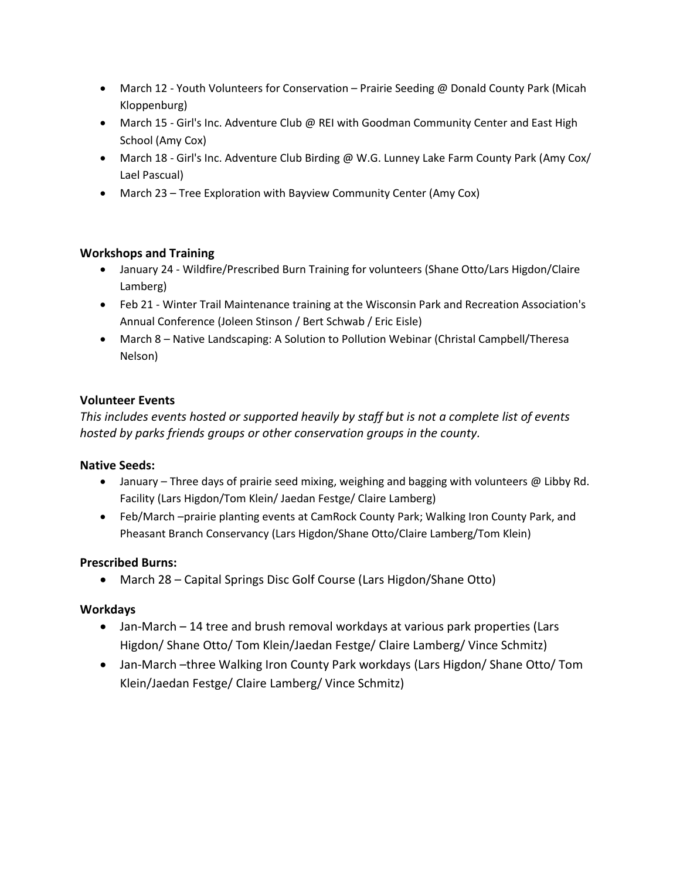- March 12 - Youth Volunteers for Conservation – Prairie Seeding @ Donald County Park (Micah Kloppenburg)
- March 15 - Girl's Inc. Adventure Club @ REI with Goodman Community Center and East High School (Amy Cox)
- March 18 - Girl's Inc. Adventure Club Birding @ W.G. Lunney Lake Farm County Park (Amy Cox/ Lael Pascual)
- March 23 – Tree Exploration with Bayview Community Center (Amy Cox)

**Workshops and Training**

- January 24 - Wildfire/Prescribed Burn Training for volunteers (Shane Otto/Lars Higdon/Claire Lamberg)
- Feb 21 - Winter Trail Maintenance training at the Wisconsin Park and Recreation Association's Annual Conference (Joleen Stinson / Bert Schwab / Eric Eisle)
- March 8 – Native Landscaping: A Solution to Pollution Webinar (Christal Campbell/Theresa Nelson)

**Volunteer Events**

*This includes events hosted or supported heavily by staff but is not a complete list of events hosted by parks friends groups or other conservation groups in the county.*

**Native Seeds:**

- January – Three days of prairie seed mixing, weighing and bagging with volunteers @ Libby Rd. Facility (Lars Higdon/Tom Klein/ Jaedan Festge/ Claire Lamberg)
- Feb/March –prairie planting events at CamRock County Park; Walking Iron County Park, and Pheasant Branch Conservancy (Lars Higdon/Shane Otto/Claire Lamberg/Tom Klein)

**Prescribed Burns:**

- March 28 – Capital Springs Disc Golf Course (Lars Higdon/Shane Otto)

**Workdays**

- Jan-March – 14 tree and brush removal workdays at various park properties (Lars Higdon/ Shane Otto/ Tom Klein/Jaedan Festge/ Claire Lamberg/ Vince Schmitz)
- Jan-March –three Walking Iron County Park workdays (Lars Higdon/ Shane Otto/ Tom Klein/Jaedan Festge/ Claire Lamberg/ Vince Schmitz)